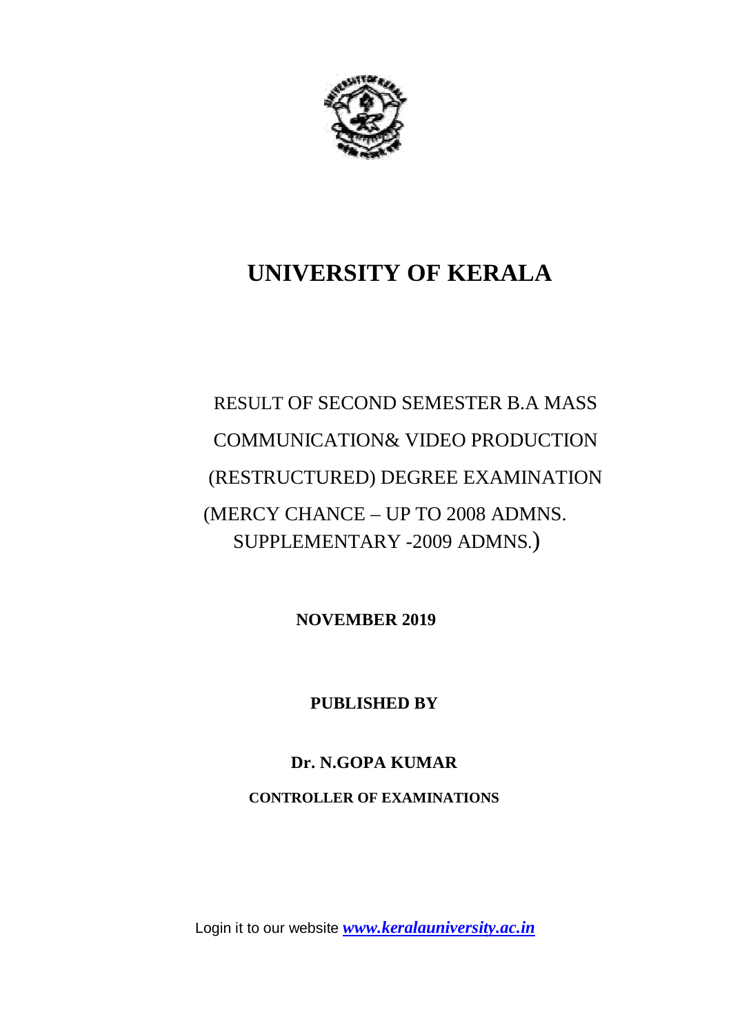# UNIVERSITY OF KERALA

RESULT OF SECOND SEMESTER B.A MASS COMMUNICATION& VIDEO PRODUCTION (RESTRUCTURED) DEGREE EXAMINATION

(MERCY CHANCE – UP TO 2008 ADMNS. SUPPLEMENTARY -2009 ADMNS.)

**NOVEMBER 2019**

**PUBLISHED BY**

**Dr. N.GOPA KUMAR**

**CONTROLLER OF EXAMINATIONS**

Login it to our website ***www.keralauniversity.ac.in***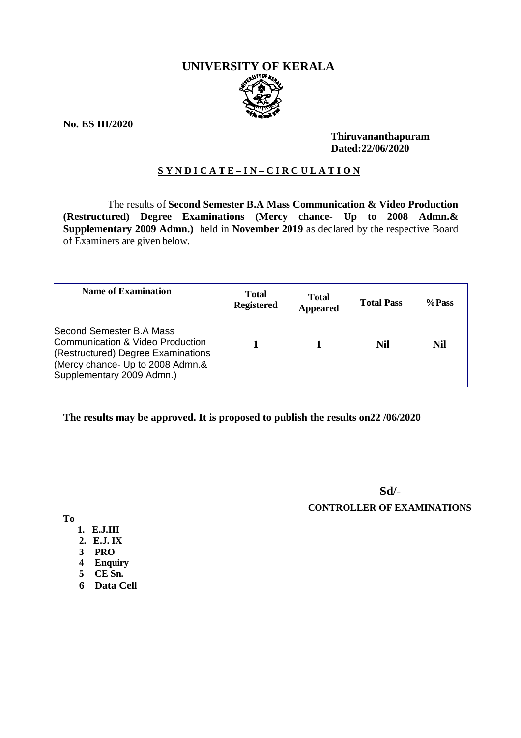# UNIVERSITY OF KERALA

**No. ES III/2020**

**Thiruvananthapuram**
**Dated:22/06/2020**

**S Y N D I C A T E – I N – C I R C U L A T I O N**

The results of **Second Semester B.A Mass Communication & Video Production (Restructured) Degree Examinations (Mercy chance- Up to 2008 Admn.& Supplementary 2009 Admn.)** held in **November 2019** as declared by the respective Board of Examiners are given below.

| Name of Examination | Total Registered | Total Appeared | Total Pass | %Pass |
|---|---|---|---|---|
| Second Semester B.A Mass Communication & Video Production (Restructured) Degree Examinations (Mercy chance- Up to 2008 Admn.& Supplementary 2009 Admn.) | 1 | 1 | Nil | Nil |

**The results may be approved. It is proposed to publish the results on22 /06/2020**

**Sd/-**
**CONTROLLER OF EXAMINATIONS**

**To**

1. **E.J.III**
2. **E.J. IX**
3. **PRO**
4. **Enquiry**
5. **CE Sn.**
6. **Data Cell**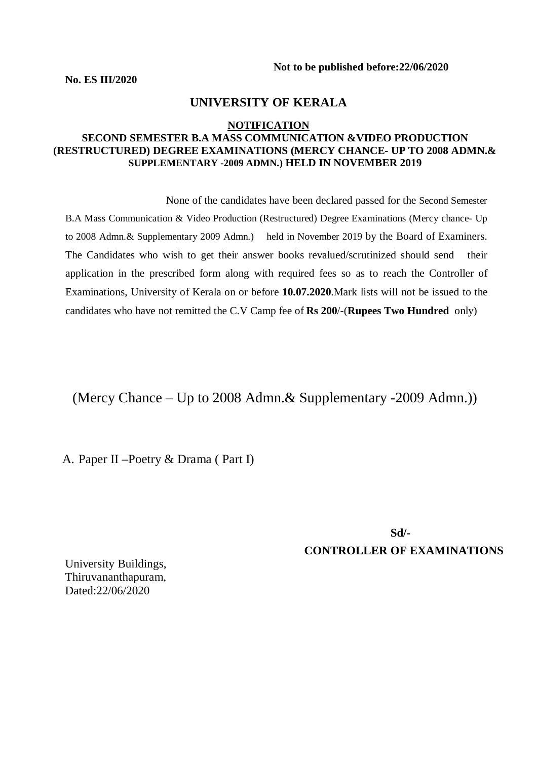**Not to be published before:22/06/2020**

**No. ES III/2020**

## UNIVERSITY OF KERALA

### NOTIFICATION

### SECOND SEMESTER B.A MASS COMMUNICATION &VIDEO PRODUCTION (RESTRUCTURED) DEGREE EXAMINATIONS (MERCY CHANCE- UP TO 2008 ADMN.& SUPPLEMENTARY -2009 ADMN.) HELD IN NOVEMBER 2019

None of the candidates have been declared passed for the Second Semester B.A Mass Communication & Video Production (Restructured) Degree Examinations (Mercy chance- Up to 2008 Admn.& Supplementary 2009 Admn.) held in November 2019 by the Board of Examiners. The Candidates who wish to get their answer books revalued/scrutinized should send their application in the prescribed form along with required fees so as to reach the Controller of Examinations, University of Kerala on or before **10.07.2020**.Mark lists will not be issued to the candidates who have not remitted the C.V Camp fee of **Rs 200**/-(**Rupees Two Hundred** only)

(Mercy Chance – Up to 2008 Admn.& Supplementary -2009 Admn.))

A. Paper II –Poetry & Drama ( Part I)

**Sd/-**

**CONTROLLER OF EXAMINATIONS**

University Buildings,
Thiruvananthapuram,
Dated:22/06/2020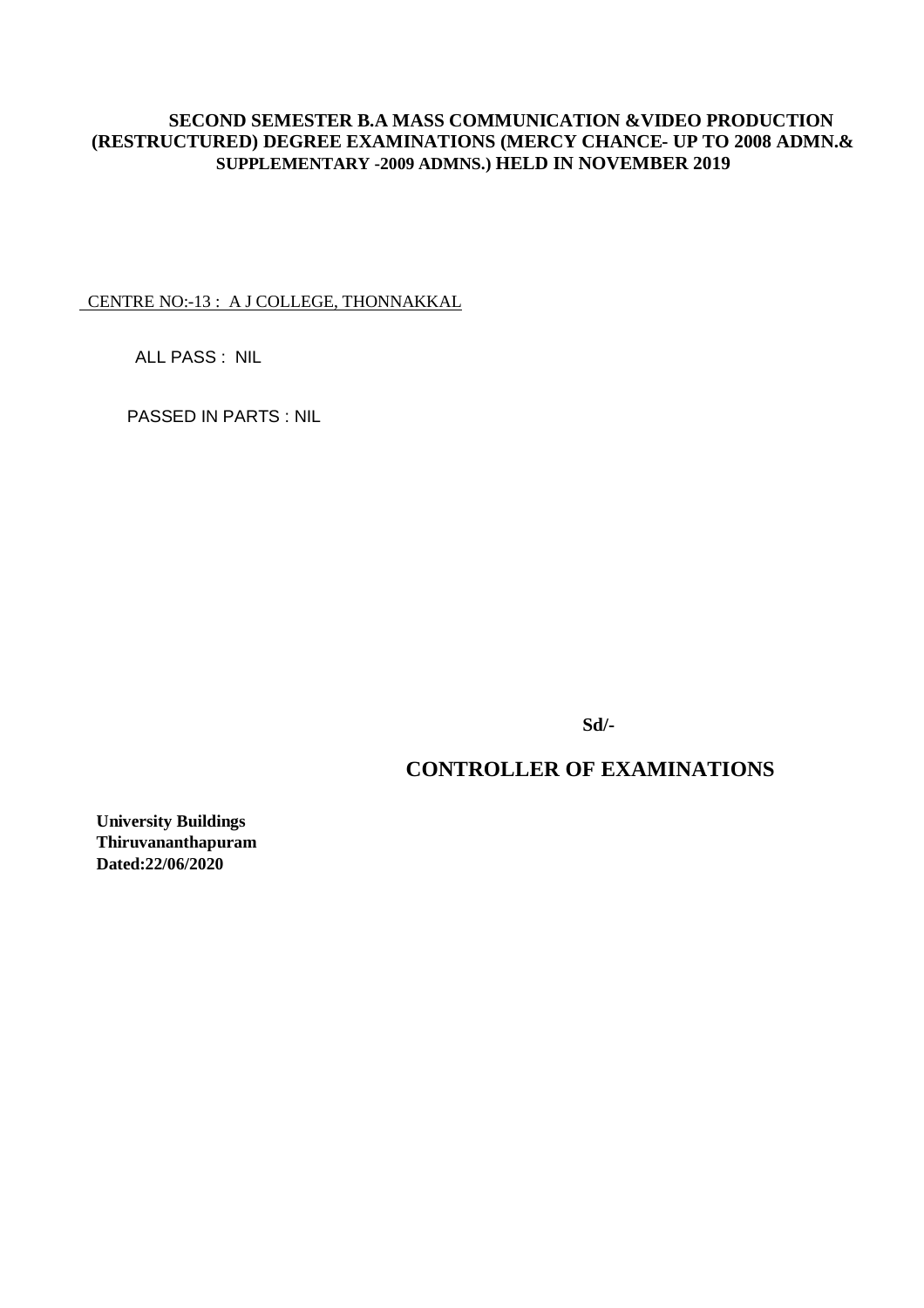**SECOND SEMESTER B.A MASS COMMUNICATION &VIDEO PRODUCTION (RESTRUCTURED) DEGREE EXAMINATIONS (MERCY CHANCE- UP TO 2008 ADMN.& SUPPLEMENTARY -2009 ADMNS.) HELD IN NOVEMBER 2019**

CENTRE NO:-13 : A J COLLEGE, THONNAKKAL

ALL PASS : NIL

PASSED IN PARTS : NIL

**Sd/-**

**CONTROLLER OF EXAMINATIONS**

**University Buildings**
**Thiruvananthapuram**
**Dated:22/06/2020**